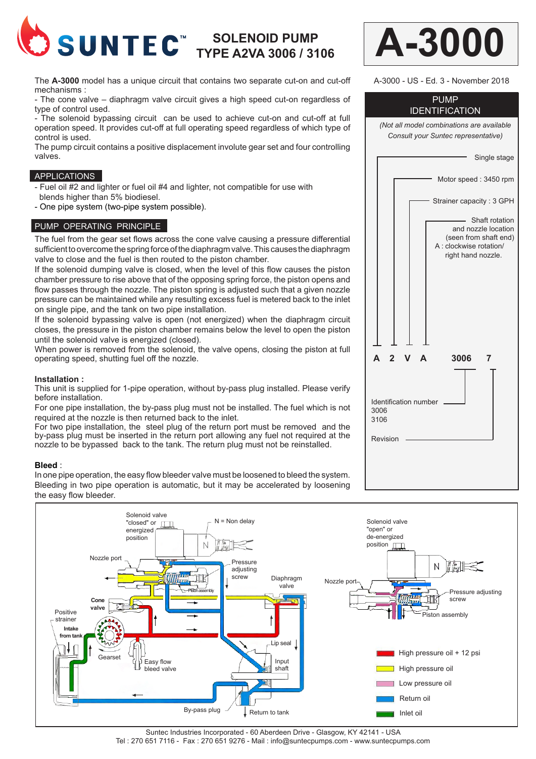# SUNTEC™ SOLENOID PUMP TYPE A2VA 3006 / 3106

# A-3000

A-3000 - US - Ed. 3 - November 2018

The **A-3000** model has a unique circuit that contains two separate cut-on and cut-off mechanisms :

- The cone valve – diaphragm valve circuit gives a high speed cut-on regardless of type of control used.
- The solenoid bypassing circuit can be used to achieve cut-on and cut-off at full operation speed. It provides cut-off at full operating speed regardless of which type of control is used.

The pump circuit contains a positive displacement involute gear set and four controlling valves.

## APPLICATIONS

- Fuel oil #2 and lighter or fuel oil #4 and lighter, not compatible for use with blends higher than 5% biodiesel.
- One pipe system (two-pipe system possible).

## PUMP OPERATING PRINCIPLE

The fuel from the gear set flows across the cone valve causing a pressure differential sufficient to overcome the spring force of the diaphragm valve. This causes the diaphragm valve to close and the fuel is then routed to the piston chamber.

If the solenoid dumping valve is closed, when the level of this flow causes the piston chamber pressure to rise above that of the opposing spring force, the piston opens and flow passes through the nozzle. The piston spring is adjusted such that a given nozzle pressure can be maintained while any resulting excess fuel is metered back to the inlet on single pipe, and the tank on two pipe installation.

If the solenoid bypassing valve is open (not energized) when the diaphragm circuit closes, the pressure in the piston chamber remains below the level to open the piston until the solenoid valve is energized (closed).

When power is removed from the solenoid, the valve opens, closing the piston at full operating speed, shutting fuel off the nozzle.

### Installation :

This unit is supplied for 1-pipe operation, without by-pass plug installed. Please verify before installation.

For one pipe installation, the by-pass plug must not be installed. The fuel which is not required at the nozzle is then returned back to the inlet.

For two pipe installation, the steel plug of the return port must be removed and the by-pass plug must be inserted in the return port allowing any fuel not required at the nozzle to be bypassed back to the tank. The return plug must not be reinstalled.

### Bleed :

In one pipe operation, the easy flow bleeder valve must be loosened to bleed the system. Bleeding in two pipe operation is automatic, but it may be accelerated by loosening the easy flow bleeder.

## PUMP IDENTIFICATION

*(Not all model combinations are available Consult your Suntec representative)*

**A 2 V A 3006 7**

- A : Single stage
- 2 : Motor speed : 3450 rpm
- V : Strainer capacity : 3 GPH
- A : Shaft rotation and nozzle location (seen from shaft end) A : clockwise rotation/ right hand nozzle.
- 3006 : Identification number 3006 3106
- 7 : Revision

Solenoid valve "closed" or energized position — N = Non delay — Nozzle port — Pressure adjusting screw — Piston assembly — Diaphragm valve — Cone valve — Positive strainer — Intake from tank — Gearset — Easy flow bleed valve — Lip seal — Input shaft — By-pass plug — Return to tank

Solenoid valve "open" or de-energized position — N — Nozzle port — Pressure adjusting screw — Piston assembly

- High pressure oil + 12 psi
- High pressure oil
- Low pressure oil
- Return oil
- Inlet oil

Suntec Industries Incorporated - 60 Aberdeen Drive - Glasgow, KY 42141 - USA
Tel : 270 651 7116 - Fax : 270 651 9276 - Mail : info@suntecpumps.com - www.suntecpumps.com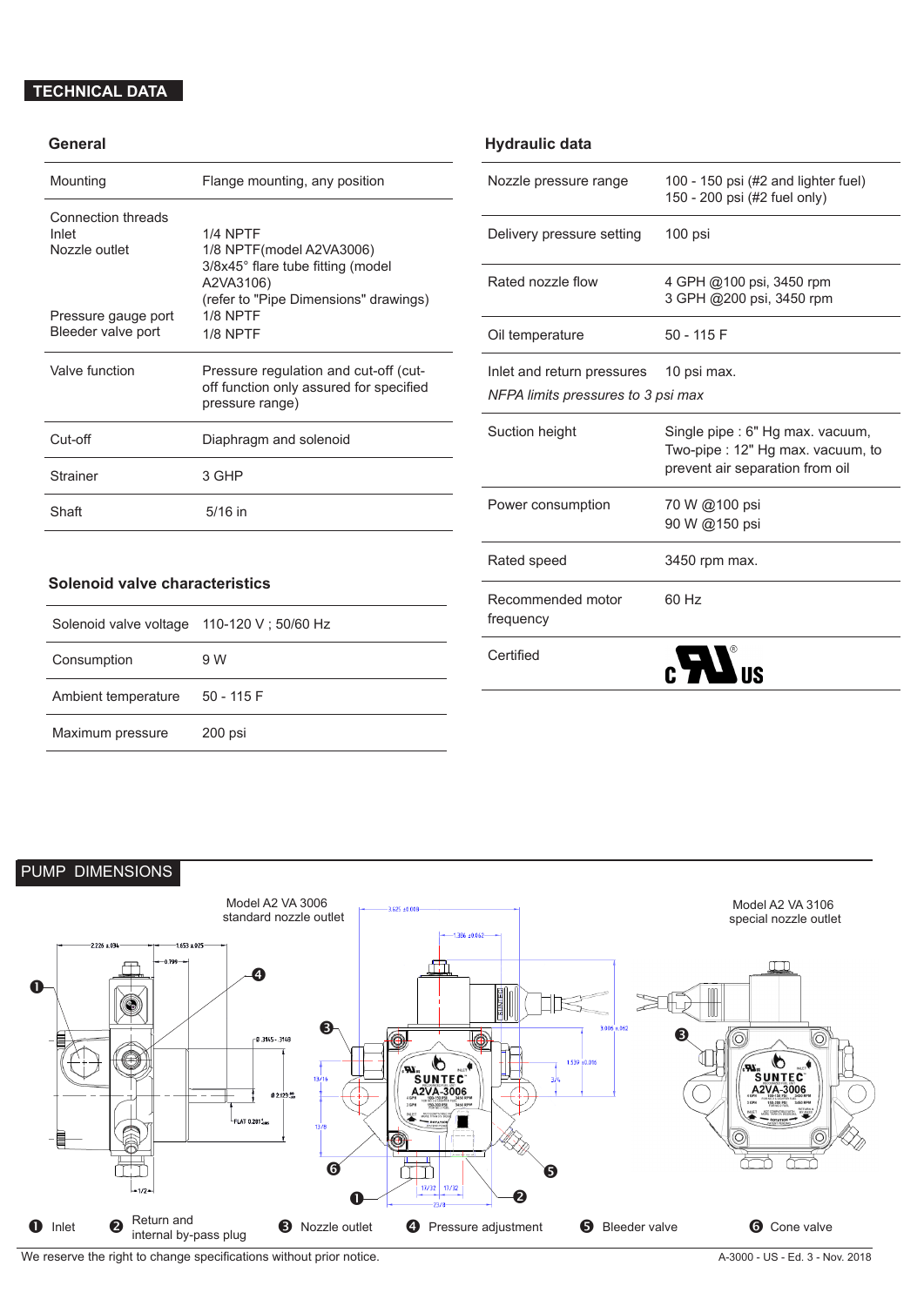## TECHNICAL DATA

### General

| | |
|---|---|
| Mounting | Flange mounting, any position |
| Connection threads<br>Inlet<br>Nozzle outlet<br><br><br><br>Pressure gauge port<br>Bleeder valve port | <br>1/4 NPTF<br>1/8 NPTF(model A2VA3006)<br>3/8x45° flare tube fitting (model A2VA3106)<br>(refer to "Pipe Dimensions" drawings)<br>1/8 NPTF<br>1/8 NPTF |
| Valve function | Pressure regulation and cut-off (cut-off function only assured for specified pressure range) |
| Cut-off | Diaphragm and solenoid |
| Strainer | 3 GHP |
| Shaft | 5/16 in |

### Solenoid valve characteristics

| | |
|---|---|
| Solenoid valve voltage | 110-120 V ; 50/60 Hz |
| Consumption | 9 W |
| Ambient temperature | 50 - 115 F |
| Maximum pressure | 200 psi |

### Hydraulic data

| | |
|---|---|
| Nozzle pressure range | 100 - 150 psi (#2 and lighter fuel)<br>150 - 200 psi (#2 fuel only) |
| Delivery pressure setting | 100 psi |
| Rated nozzle flow | 4 GPH @100 psi, 3450 rpm<br>3 GPH @200 psi, 3450 rpm |
| Oil temperature | 50 - 115 F |
| Inlet and return pressures<br>*NFPA limits pressures to 3 psi max* | 10 psi max. |
| Suction height | Single pipe : 6" Hg max. vacuum,<br>Two-pipe : 12" Hg max. vacuum, to prevent air separation from oil |
| Power consumption | 70 W @100 psi<br>90 W @150 psi |
| Rated speed | 3450 rpm max. |
| Recommended motor frequency | 60 Hz |
| Certified | c UL us |

## PUMP DIMENSIONS

Model A2 VA 3006
standard nozzle outlet

Model A2 VA 3106
special nozzle outlet

2.226 ±.034
1.653 ±.025
0.799
Ø 0.3145 - 3140
Ø 2.125
FLAT 0.281
1/2
3.625 ±0.008
1.386 ±0.062
3.005 ±.062
1.539 ±0.016
13/16
3/4
13/8
13/32
13/32
23/8

❶ Inlet ❷ Return and internal by-pass plug ❸ Nozzle outlet ❹ Pressure adjustment ❺ Bleeder valve ❻ Cone valve

We reserve the right to change specifications without prior notice.

A-3000 - US - Ed. 3 - Nov. 2018